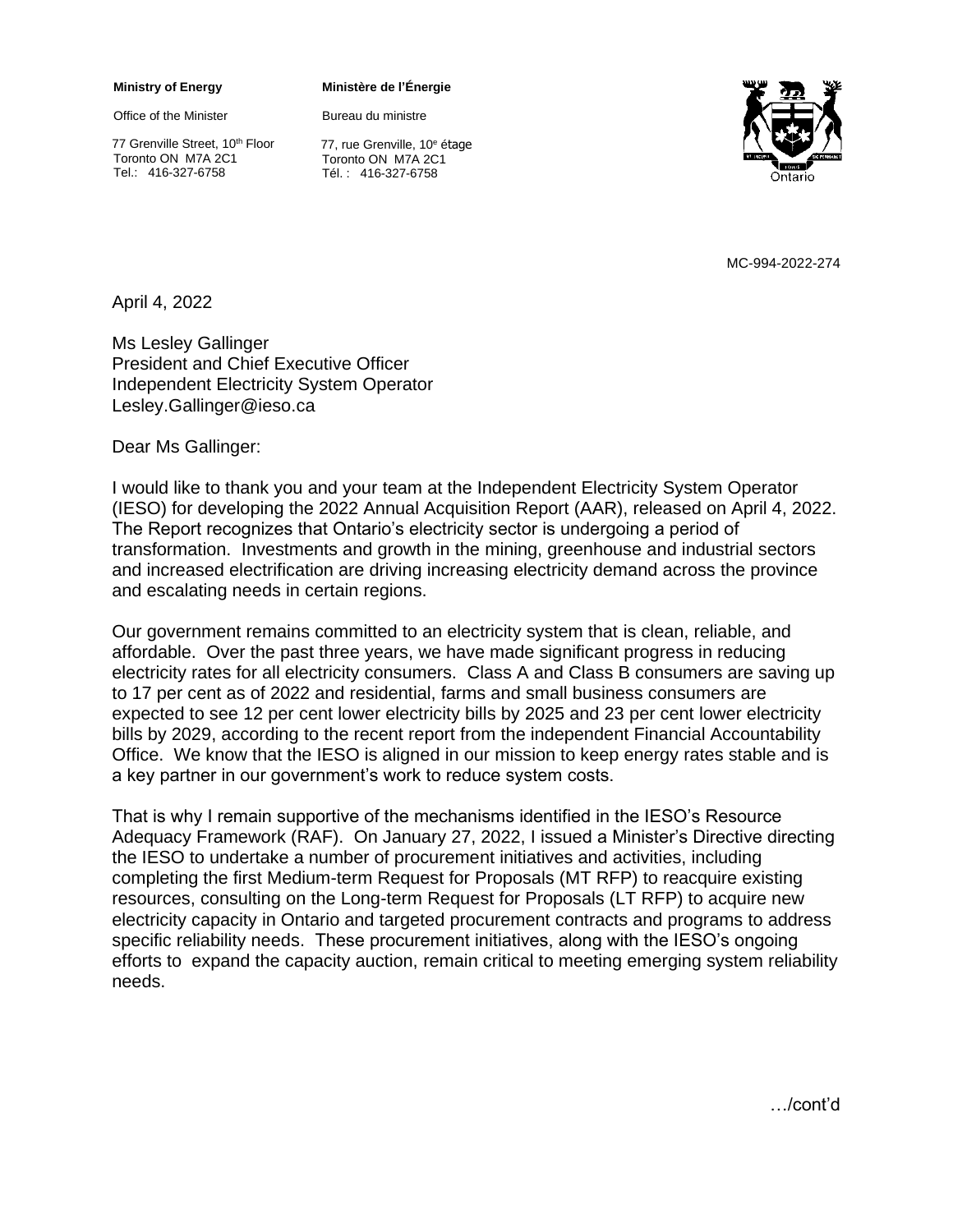**Ministry of Energy**

Office of the Minister

77 Grenville Street, 10th Floor
Toronto ON M7A 2C1
Tel.: 416-327-6758

**Ministère de l'Énergie**

Bureau du ministre

77, rue Grenville, 10e étage
Toronto ON M7A 2C1
Tél. : 416-327-6758

MC-994-2022-274

April 4, 2022

Ms Lesley Gallinger
President and Chief Executive Officer
Independent Electricity System Operator
Lesley.Gallinger@ieso.ca

Dear Ms Gallinger:

I would like to thank you and your team at the Independent Electricity System Operator (IESO) for developing the 2022 Annual Acquisition Report (AAR), released on April 4, 2022. The Report recognizes that Ontario's electricity sector is undergoing a period of transformation. Investments and growth in the mining, greenhouse and industrial sectors and increased electrification are driving increasing electricity demand across the province and escalating needs in certain regions.

Our government remains committed to an electricity system that is clean, reliable, and affordable. Over the past three years, we have made significant progress in reducing electricity rates for all electricity consumers. Class A and Class B consumers are saving up to 17 per cent as of 2022 and residential, farms and small business consumers are expected to see 12 per cent lower electricity bills by 2025 and 23 per cent lower electricity bills by 2029, according to the recent report from the independent Financial Accountability Office. We know that the IESO is aligned in our mission to keep energy rates stable and is a key partner in our government's work to reduce system costs.

That is why I remain supportive of the mechanisms identified in the IESO's Resource Adequacy Framework (RAF). On January 27, 2022, I issued a Minister's Directive directing the IESO to undertake a number of procurement initiatives and activities, including completing the first Medium-term Request for Proposals (MT RFP) to reacquire existing resources, consulting on the Long-term Request for Proposals (LT RFP) to acquire new electricity capacity in Ontario and targeted procurement contracts and programs to address specific reliability needs. These procurement initiatives, along with the IESO's ongoing efforts to expand the capacity auction, remain critical to meeting emerging system reliability needs.

…/cont'd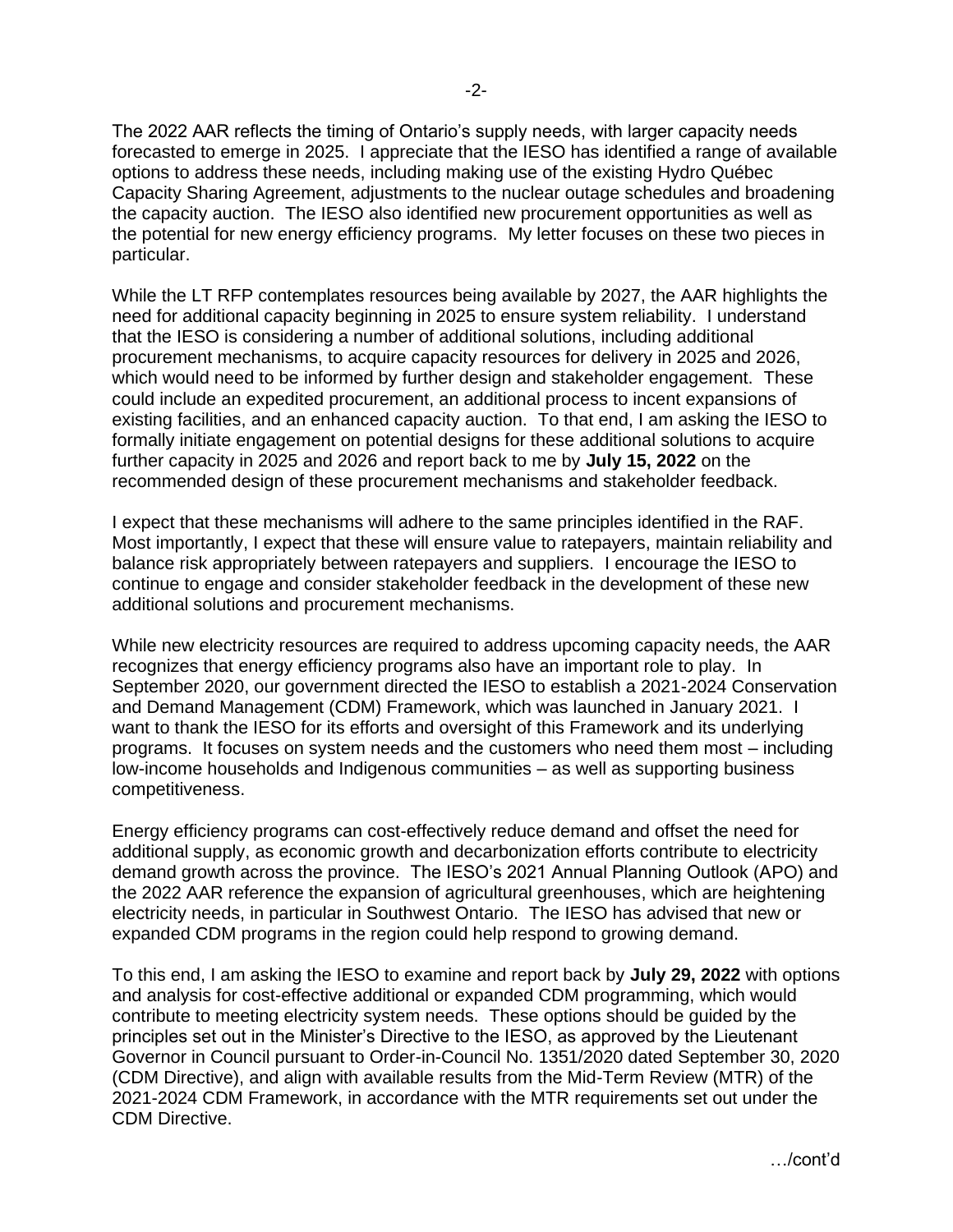The 2022 AAR reflects the timing of Ontario's supply needs, with larger capacity needs forecasted to emerge in 2025. I appreciate that the IESO has identified a range of available options to address these needs, including making use of the existing Hydro Québec Capacity Sharing Agreement, adjustments to the nuclear outage schedules and broadening the capacity auction. The IESO also identified new procurement opportunities as well as the potential for new energy efficiency programs. My letter focuses on these two pieces in particular.

While the LT RFP contemplates resources being available by 2027, the AAR highlights the need for additional capacity beginning in 2025 to ensure system reliability. I understand that the IESO is considering a number of additional solutions, including additional procurement mechanisms, to acquire capacity resources for delivery in 2025 and 2026, which would need to be informed by further design and stakeholder engagement. These could include an expedited procurement, an additional process to incent expansions of existing facilities, and an enhanced capacity auction. To that end, I am asking the IESO to formally initiate engagement on potential designs for these additional solutions to acquire further capacity in 2025 and 2026 and report back to me by **July 15, 2022** on the recommended design of these procurement mechanisms and stakeholder feedback.

I expect that these mechanisms will adhere to the same principles identified in the RAF. Most importantly, I expect that these will ensure value to ratepayers, maintain reliability and balance risk appropriately between ratepayers and suppliers. I encourage the IESO to continue to engage and consider stakeholder feedback in the development of these new additional solutions and procurement mechanisms.

While new electricity resources are required to address upcoming capacity needs, the AAR recognizes that energy efficiency programs also have an important role to play. In September 2020, our government directed the IESO to establish a 2021-2024 Conservation and Demand Management (CDM) Framework, which was launched in January 2021. I want to thank the IESO for its efforts and oversight of this Framework and its underlying programs. It focuses on system needs and the customers who need them most – including low-income households and Indigenous communities – as well as supporting business competitiveness.

Energy efficiency programs can cost-effectively reduce demand and offset the need for additional supply, as economic growth and decarbonization efforts contribute to electricity demand growth across the province. The IESO's 2021 Annual Planning Outlook (APO) and the 2022 AAR reference the expansion of agricultural greenhouses, which are heightening electricity needs, in particular in Southwest Ontario. The IESO has advised that new or expanded CDM programs in the region could help respond to growing demand.

To this end, I am asking the IESO to examine and report back by **July 29, 2022** with options and analysis for cost-effective additional or expanded CDM programming, which would contribute to meeting electricity system needs. These options should be guided by the principles set out in the Minister's Directive to the IESO, as approved by the Lieutenant Governor in Council pursuant to Order-in-Council No. 1351/2020 dated September 30, 2020 (CDM Directive), and align with available results from the Mid-Term Review (MTR) of the 2021-2024 CDM Framework, in accordance with the MTR requirements set out under the CDM Directive.

…/cont'd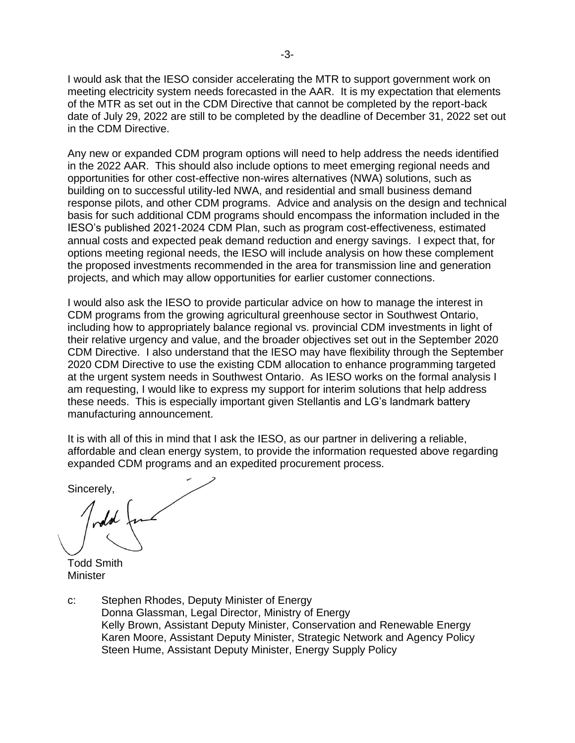I would ask that the IESO consider accelerating the MTR to support government work on meeting electricity system needs forecasted in the AAR. It is my expectation that elements of the MTR as set out in the CDM Directive that cannot be completed by the report-back date of July 29, 2022 are still to be completed by the deadline of December 31, 2022 set out in the CDM Directive.

Any new or expanded CDM program options will need to help address the needs identified in the 2022 AAR. This should also include options to meet emerging regional needs and opportunities for other cost-effective non-wires alternatives (NWA) solutions, such as building on to successful utility-led NWA, and residential and small business demand response pilots, and other CDM programs. Advice and analysis on the design and technical basis for such additional CDM programs should encompass the information included in the IESO's published 2021-2024 CDM Plan, such as program cost-effectiveness, estimated annual costs and expected peak demand reduction and energy savings. I expect that, for options meeting regional needs, the IESO will include analysis on how these complement the proposed investments recommended in the area for transmission line and generation projects, and which may allow opportunities for earlier customer connections.

I would also ask the IESO to provide particular advice on how to manage the interest in CDM programs from the growing agricultural greenhouse sector in Southwest Ontario, including how to appropriately balance regional vs. provincial CDM investments in light of their relative urgency and value, and the broader objectives set out in the September 2020 CDM Directive. I also understand that the IESO may have flexibility through the September 2020 CDM Directive to use the existing CDM allocation to enhance programming targeted at the urgent system needs in Southwest Ontario. As IESO works on the formal analysis I am requesting, I would like to express my support for interim solutions that help address these needs. This is especially important given Stellantis and LG's landmark battery manufacturing announcement.

It is with all of this in mind that I ask the IESO, as our partner in delivering a reliable, affordable and clean energy system, to provide the information requested above regarding expanded CDM programs and an expedited procurement process.

Sincerely,

Todd Smith
Minister

c: Stephen Rhodes, Deputy Minister of Energy
Donna Glassman, Legal Director, Ministry of Energy
Kelly Brown, Assistant Deputy Minister, Conservation and Renewable Energy
Karen Moore, Assistant Deputy Minister, Strategic Network and Agency Policy
Steen Hume, Assistant Deputy Minister, Energy Supply Policy